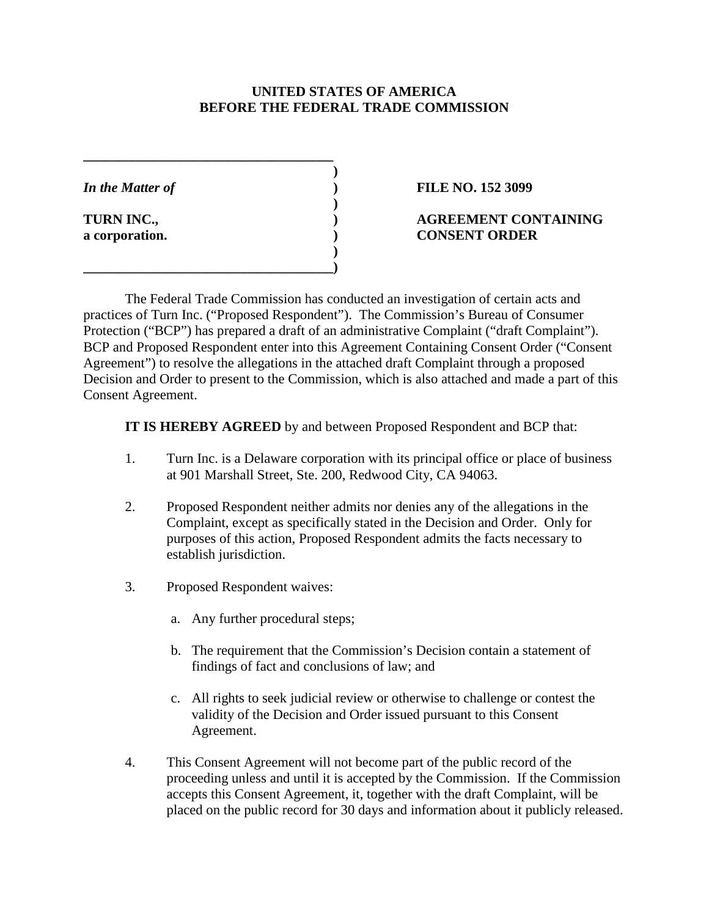**UNITED STATES OF AMERICA**
**BEFORE THE FEDERAL TRADE COMMISSION**

| | |
|---|---|
| *In the Matter of* | **FILE NO. 152 3099** |
| **TURN INC.,** **a corporation.** | **AGREEMENT CONTAINING CONSENT ORDER** |

The Federal Trade Commission has conducted an investigation of certain acts and practices of Turn Inc. ("Proposed Respondent"). The Commission's Bureau of Consumer Protection ("BCP") has prepared a draft of an administrative Complaint ("draft Complaint"). BCP and Proposed Respondent enter into this Agreement Containing Consent Order ("Consent Agreement") to resolve the allegations in the attached draft Complaint through a proposed Decision and Order to present to the Commission, which is also attached and made a part of this Consent Agreement.

**IT IS HEREBY AGREED** by and between Proposed Respondent and BCP that:

1. Turn Inc. is a Delaware corporation with its principal office or place of business at 901 Marshall Street, Ste. 200, Redwood City, CA 94063.

2. Proposed Respondent neither admits nor denies any of the allegations in the Complaint, except as specifically stated in the Decision and Order. Only for purposes of this action, Proposed Respondent admits the facts necessary to establish jurisdiction.

3. Proposed Respondent waives:

   a. Any further procedural steps;

   b. The requirement that the Commission's Decision contain a statement of findings of fact and conclusions of law; and

   c. All rights to seek judicial review or otherwise to challenge or contest the validity of the Decision and Order issued pursuant to this Consent Agreement.

4. This Consent Agreement will not become part of the public record of the proceeding unless and until it is accepted by the Commission. If the Commission accepts this Consent Agreement, it, together with the draft Complaint, will be placed on the public record for 30 days and information about it publicly released.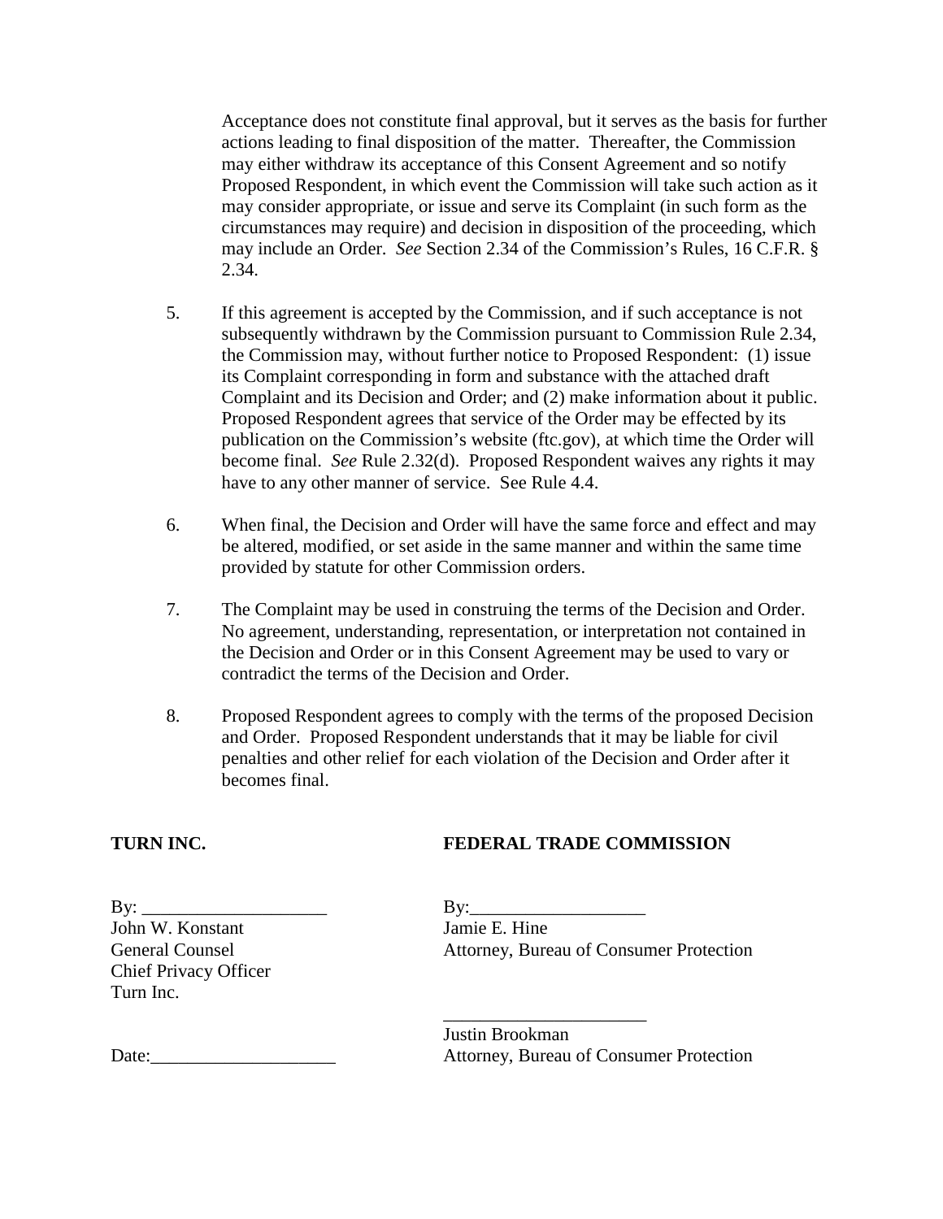Acceptance does not constitute final approval, but it serves as the basis for further actions leading to final disposition of the matter. Thereafter, the Commission may either withdraw its acceptance of this Consent Agreement and so notify Proposed Respondent, in which event the Commission will take such action as it may consider appropriate, or issue and serve its Complaint (in such form as the circumstances may require) and decision in disposition of the proceeding, which may include an Order. *See* Section 2.34 of the Commission's Rules, 16 C.F.R. § 2.34.

5. If this agreement is accepted by the Commission, and if such acceptance is not subsequently withdrawn by the Commission pursuant to Commission Rule 2.34, the Commission may, without further notice to Proposed Respondent: (1) issue its Complaint corresponding in form and substance with the attached draft Complaint and its Decision and Order; and (2) make information about it public. Proposed Respondent agrees that service of the Order may be effected by its publication on the Commission's website (ftc.gov), at which time the Order will become final. *See* Rule 2.32(d). Proposed Respondent waives any rights it may have to any other manner of service. See Rule 4.4.

6. When final, the Decision and Order will have the same force and effect and may be altered, modified, or set aside in the same manner and within the same time provided by statute for other Commission orders.

7. The Complaint may be used in construing the terms of the Decision and Order. No agreement, understanding, representation, or interpretation not contained in the Decision and Order or in this Consent Agreement may be used to vary or contradict the terms of the Decision and Order.

8. Proposed Respondent agrees to comply with the terms of the proposed Decision and Order. Proposed Respondent understands that it may be liable for civil penalties and other relief for each violation of the Decision and Order after it becomes final.

**TURN INC.**

By: ____________________
John W. Konstant
General Counsel
Chief Privacy Officer
Turn Inc.

Date:____________________

**FEDERAL TRADE COMMISSION**

By:___________________
Jamie E. Hine
Attorney, Bureau of Consumer Protection

______________________
Justin Brookman
Attorney, Bureau of Consumer Protection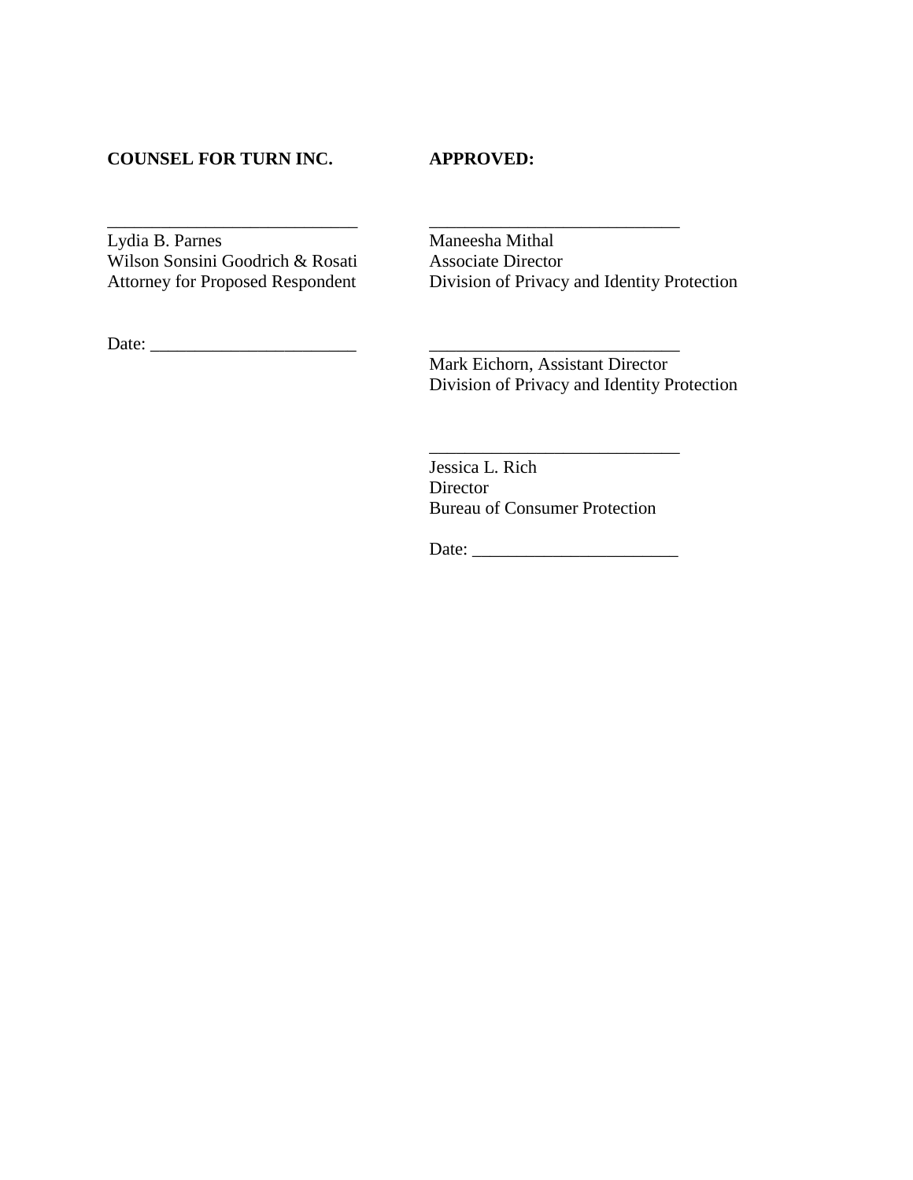**COUNSEL FOR TURN INC.**

\_\_\_\_\_\_\_\_\_\_\_\_\_\_\_\_\_\_\_\_\_\_\_\_\_\_\_\_
Lydia B. Parnes
Wilson Sonsini Goodrich & Rosati
Attorney for Proposed Respondent

Date: \_\_\_\_\_\_\_\_\_\_\_\_\_\_\_\_\_\_\_\_\_\_\_

**APPROVED:**

\_\_\_\_\_\_\_\_\_\_\_\_\_\_\_\_\_\_\_\_\_\_\_\_\_\_\_\_
Maneesha Mithal
Associate Director
Division of Privacy and Identity Protection

\_\_\_\_\_\_\_\_\_\_\_\_\_\_\_\_\_\_\_\_\_\_\_\_\_\_\_\_
Mark Eichorn, Assistant Director
Division of Privacy and Identity Protection

\_\_\_\_\_\_\_\_\_\_\_\_\_\_\_\_\_\_\_\_\_\_\_\_\_\_\_\_
Jessica L. Rich
Director
Bureau of Consumer Protection

Date: \_\_\_\_\_\_\_\_\_\_\_\_\_\_\_\_\_\_\_\_\_\_\_